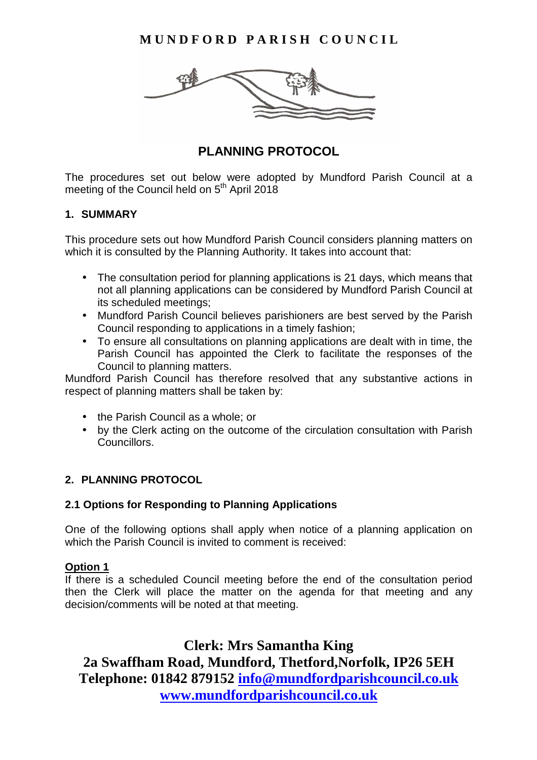**MUNDFORD PARISH COUNCIL**

## PLANNING PROTOCOL

The procedures set out below were adopted by Mundford Parish Council at a meeting of the Council held on 5th April 2018

### 1. SUMMARY

This procedure sets out how Mundford Parish Council considers planning matters on which it is consulted by the Planning Authority. It takes into account that:

- The consultation period for planning applications is 21 days, which means that not all planning applications can be considered by Mundford Parish Council at its scheduled meetings;
- Mundford Parish Council believes parishioners are best served by the Parish Council responding to applications in a timely fashion;
- To ensure all consultations on planning applications are dealt with in time, the Parish Council has appointed the Clerk to facilitate the responses of the Council to planning matters.

Mundford Parish Council has therefore resolved that any substantive actions in respect of planning matters shall be taken by:

- the Parish Council as a whole; or
- by the Clerk acting on the outcome of the circulation consultation with Parish Councillors.

### 2. PLANNING PROTOCOL

#### 2.1 Options for Responding to Planning Applications

One of the following options shall apply when notice of a planning application on which the Parish Council is invited to comment is received:

**Option 1**

If there is a scheduled Council meeting before the end of the consultation period then the Clerk will place the matter on the agenda for that meeting and any decision/comments will be noted at that meeting.

**Clerk: Mrs Samantha King**
**2a Swaffham Road, Mundford, Thetford,Norfolk, IP26 5EH**
**Telephone: 01842 879152 info@mundfordparishcouncil.co.uk**
**www.mundfordparishcouncil.co.uk**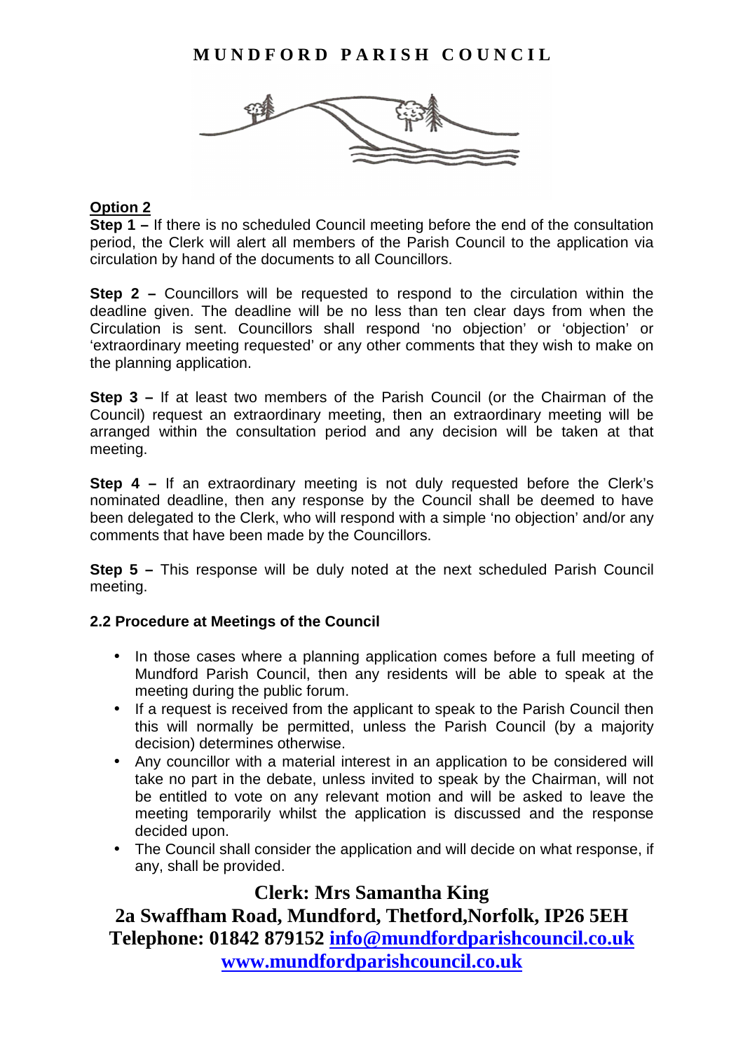**Option 2**

**Step 1 –** If there is no scheduled Council meeting before the end of the consultation period, the Clerk will alert all members of the Parish Council to the application via circulation by hand of the documents to all Councillors.

**Step 2 –** Councillors will be requested to respond to the circulation within the deadline given. The deadline will be no less than ten clear days from when the Circulation is sent. Councillors shall respond 'no objection' or 'objection' or 'extraordinary meeting requested' or any other comments that they wish to make on the planning application.

**Step 3 –** If at least two members of the Parish Council (or the Chairman of the Council) request an extraordinary meeting, then an extraordinary meeting will be arranged within the consultation period and any decision will be taken at that meeting.

**Step 4 –** If an extraordinary meeting is not duly requested before the Clerk's nominated deadline, then any response by the Council shall be deemed to have been delegated to the Clerk, who will respond with a simple 'no objection' and/or any comments that have been made by the Councillors.

**Step 5 –** This response will be duly noted at the next scheduled Parish Council meeting.

**2.2 Procedure at Meetings of the Council**

- In those cases where a planning application comes before a full meeting of Mundford Parish Council, then any residents will be able to speak at the meeting during the public forum.
- If a request is received from the applicant to speak to the Parish Council then this will normally be permitted, unless the Parish Council (by a majority decision) determines otherwise.
- Any councillor with a material interest in an application to be considered will take no part in the debate, unless invited to speak by the Chairman, will not be entitled to vote on any relevant motion and will be asked to leave the meeting temporarily whilst the application is discussed and the response decided upon.
- The Council shall consider the application and will decide on what response, if any, shall be provided.